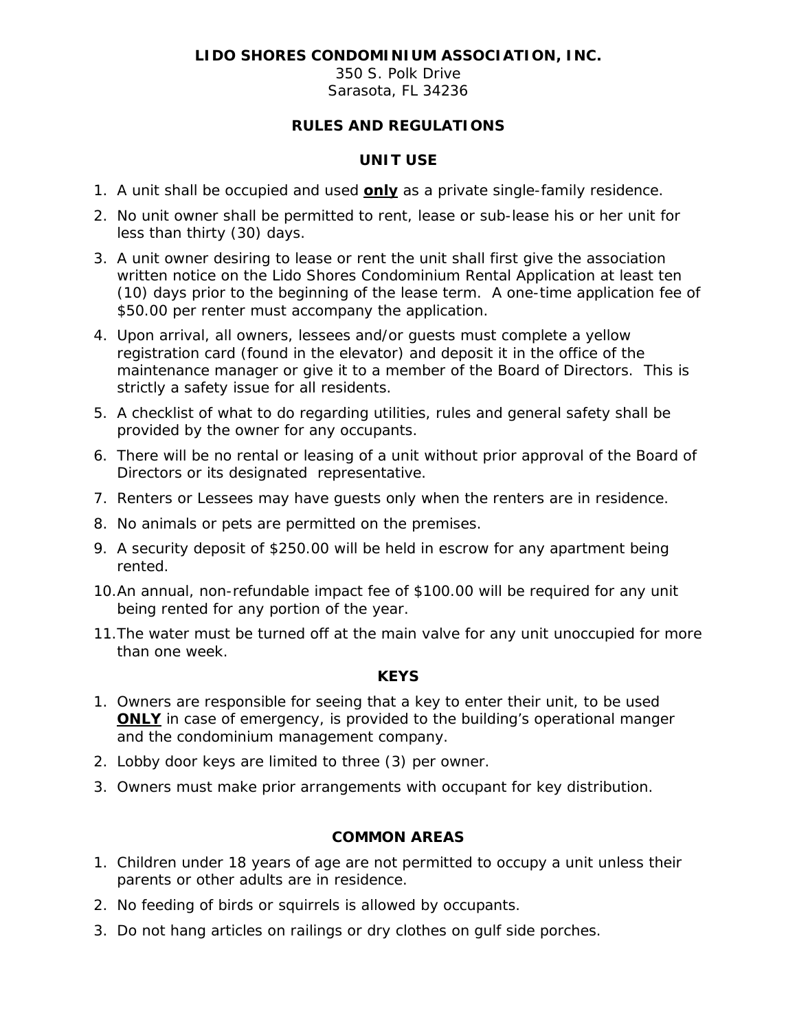# LIDO SHORES CONDOMINIUM ASSOCIATION, INC.

350 S. Polk Drive
Sarasota, FL 34236

## RULES AND REGULATIONS

### UNIT USE

1. A unit shall be occupied and used **only** as a private single-family residence.
2. No unit owner shall be permitted to rent, lease or sub-lease his or her unit for less than thirty (30) days.
3. A unit owner desiring to lease or rent the unit shall first give the association written notice on the Lido Shores Condominium Rental Application at least ten (10) days prior to the beginning of the lease term. A one-time application fee of $50.00 per renter must accompany the application.
4. Upon arrival, all owners, lessees and/or guests must complete a yellow registration card (found in the elevator) and deposit it in the office of the maintenance manager or give it to a member of the Board of Directors. This is strictly a safety issue for all residents.
5. A checklist of what to do regarding utilities, rules and general safety shall be provided by the owner for any occupants.
6. There will be no rental or leasing of a unit without prior approval of the Board of Directors or its designated representative.
7. Renters or Lessees may have guests only when the renters are in residence.
8. No animals or pets are permitted on the premises.
9. A security deposit of $250.00 will be held in escrow for any apartment being rented.
10. An annual, non-refundable impact fee of $100.00 will be required for any unit being rented for any portion of the year.
11. The water must be turned off at the main valve for any unit unoccupied for more than one week.

### KEYS

1. Owners are responsible for seeing that a key to enter their unit, to be used **ONLY** in case of emergency, is provided to the building's operational manger and the condominium management company.
2. Lobby door keys are limited to three (3) per owner.
3. Owners must make prior arrangements with occupant for key distribution.

### COMMON AREAS

1. Children under 18 years of age are not permitted to occupy a unit unless their parents or other adults are in residence.
2. No feeding of birds or squirrels is allowed by occupants.
3. Do not hang articles on railings or dry clothes on gulf side porches.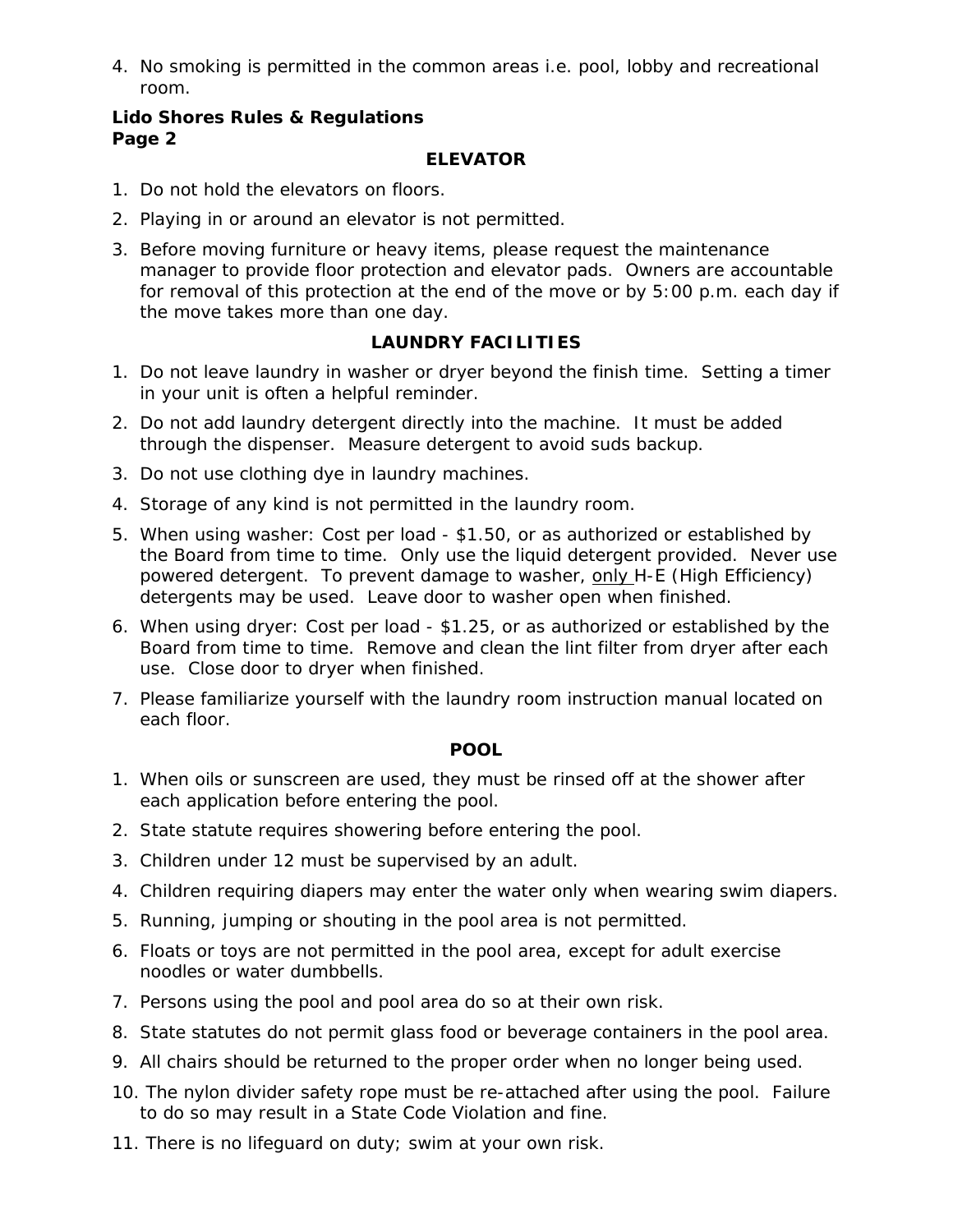4. No smoking is permitted in the common areas i.e. pool, lobby and recreational room.

**Lido Shores Rules & Regulations**
**Page 2**

## ELEVATOR

1. Do not hold the elevators on floors.
2. Playing in or around an elevator is not permitted.
3. Before moving furniture or heavy items, please request the maintenance manager to provide floor protection and elevator pads. Owners are accountable for removal of this protection at the end of the move or by 5:00 p.m. each day if the move takes more than one day.

## LAUNDRY FACILITIES

1. Do not leave laundry in washer or dryer beyond the finish time. Setting a timer in your unit is often a helpful reminder.
2. Do not add laundry detergent directly into the machine. It must be added through the dispenser. Measure detergent to avoid suds backup.
3. Do not use clothing dye in laundry machines.
4. Storage of any kind is not permitted in the laundry room.
5. When using washer: Cost per load - $1.50, or as authorized or established by the Board from time to time. Only use the liquid detergent provided. Never use powered detergent. To prevent damage to washer, only H-E (High Efficiency) detergents may be used. Leave door to washer open when finished.
6. When using dryer: Cost per load - $1.25, or as authorized or established by the Board from time to time. Remove and clean the lint filter from dryer after each use. Close door to dryer when finished.
7. Please familiarize yourself with the laundry room instruction manual located on each floor.

## POOL

1. When oils or sunscreen are used, they must be rinsed off at the shower after each application before entering the pool.
2. State statute requires showering before entering the pool.
3. Children under 12 must be supervised by an adult.
4. Children requiring diapers may enter the water only when wearing swim diapers.
5. Running, jumping or shouting in the pool area is not permitted.
6. Floats or toys are not permitted in the pool area, except for adult exercise noodles or water dumbbells.
7. Persons using the pool and pool area do so at their own risk.
8. State statutes do not permit glass food or beverage containers in the pool area.
9. All chairs should be returned to the proper order when no longer being used.
10. The nylon divider safety rope must be re-attached after using the pool. Failure to do so may result in a State Code Violation and fine.
11. There is no lifeguard on duty; swim at your own risk.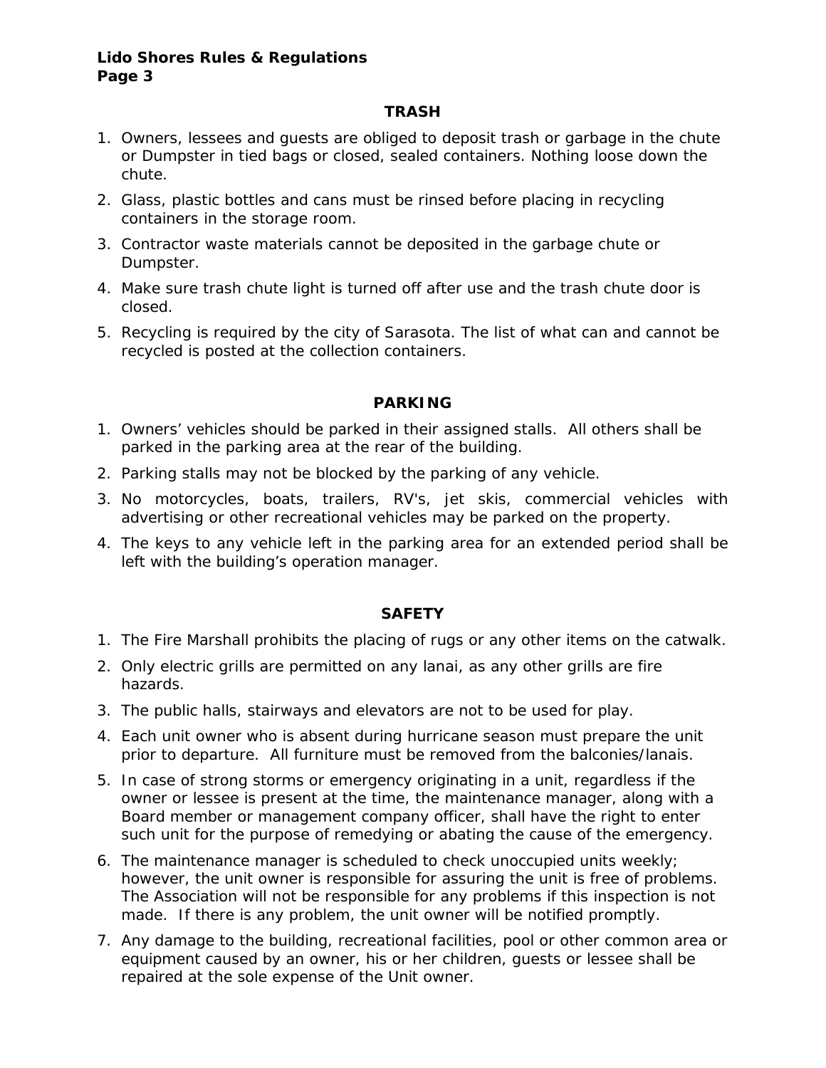## TRASH

1. Owners, lessees and guests are obliged to deposit trash or garbage in the chute or Dumpster in tied bags or closed, sealed containers. Nothing loose down the chute.
2. Glass, plastic bottles and cans must be rinsed before placing in recycling containers in the storage room.
3. Contractor waste materials cannot be deposited in the garbage chute or Dumpster.
4. Make sure trash chute light is turned off after use and the trash chute door is closed.
5. Recycling is required by the city of Sarasota. The list of what can and cannot be recycled is posted at the collection containers.

## PARKING

1. Owners' vehicles should be parked in their assigned stalls. All others shall be parked in the parking area at the rear of the building.
2. Parking stalls may not be blocked by the parking of any vehicle.
3. No motorcycles, boats, trailers, RV's, jet skis, commercial vehicles with advertising or other recreational vehicles may be parked on the property.
4. The keys to any vehicle left in the parking area for an extended period shall be left with the building's operation manager.

## SAFETY

1. The Fire Marshall prohibits the placing of rugs or any other items on the catwalk.
2. Only electric grills are permitted on any lanai, as any other grills are fire hazards.
3. The public halls, stairways and elevators are not to be used for play.
4. Each unit owner who is absent during hurricane season must prepare the unit prior to departure. All furniture must be removed from the balconies/lanais.
5. In case of strong storms or emergency originating in a unit, regardless if the owner or lessee is present at the time, the maintenance manager, along with a Board member or management company officer, shall have the right to enter such unit for the purpose of remedying or abating the cause of the emergency.
6. The maintenance manager is scheduled to check unoccupied units weekly; however, the unit owner is responsible for assuring the unit is free of problems. The Association will not be responsible for any problems if this inspection is not made. If there is any problem, the unit owner will be notified promptly.
7. Any damage to the building, recreational facilities, pool or other common area or equipment caused by an owner, his or her children, guests or lessee shall be repaired at the sole expense of the Unit owner.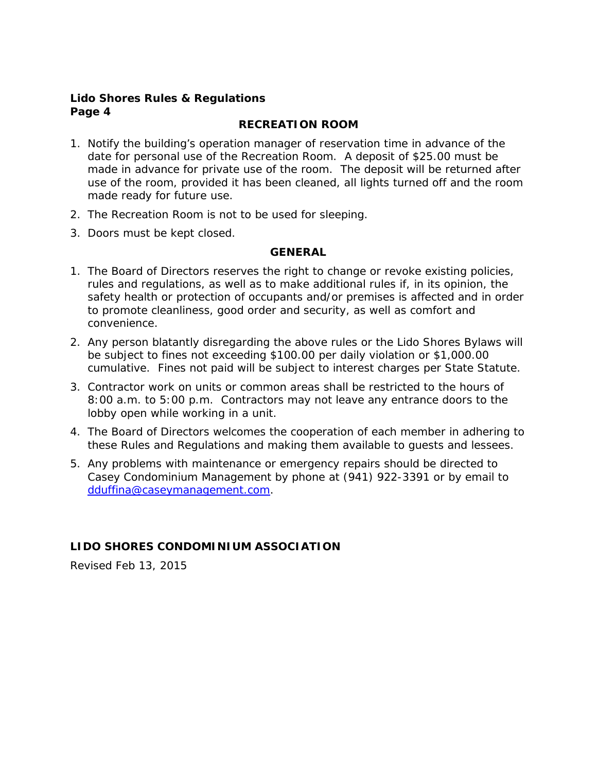## RECREATION ROOM

1. Notify the building's operation manager of reservation time in advance of the date for personal use of the Recreation Room. A deposit of $25.00 must be made in advance for private use of the room. The deposit will be returned after use of the room, provided it has been cleaned, all lights turned off and the room made ready for future use.
2. The Recreation Room is not to be used for sleeping.
3. Doors must be kept closed.

## GENERAL

1. The Board of Directors reserves the right to change or revoke existing policies, rules and regulations, as well as to make additional rules if, in its opinion, the safety health or protection of occupants and/or premises is affected and in order to promote cleanliness, good order and security, as well as comfort and convenience.
2. Any person blatantly disregarding the above rules or the Lido Shores Bylaws will be subject to fines not exceeding $100.00 per daily violation or $1,000.00 cumulative. Fines not paid will be subject to interest charges per State Statute.
3. Contractor work on units or common areas shall be restricted to the hours of 8:00 a.m. to 5:00 p.m. Contractors may not leave any entrance doors to the lobby open while working in a unit.
4. The Board of Directors welcomes the cooperation of each member in adhering to these Rules and Regulations and making them available to guests and lessees.
5. Any problems with maintenance or emergency repairs should be directed to Casey Condominium Management by phone at (941) 922-3391 or by email to dduffina@caseymanagement.com.

**LIDO SHORES CONDOMINIUM ASSOCIATION**

Revised Feb 13, 2015